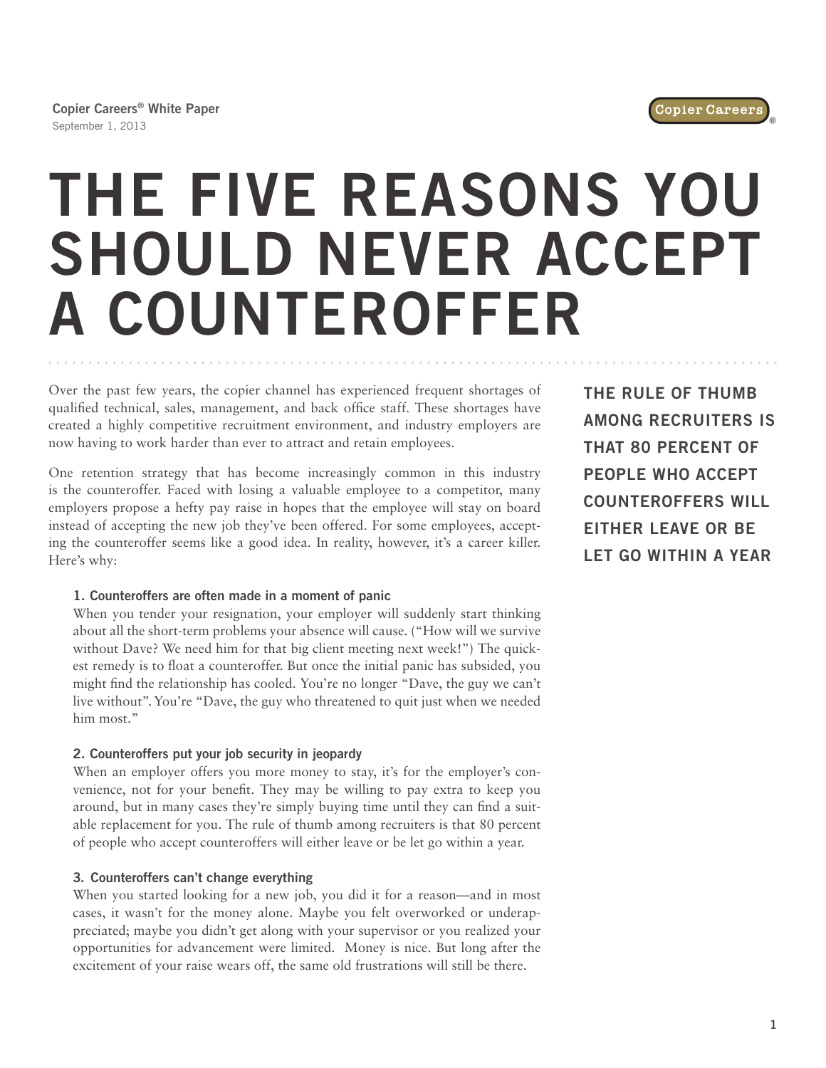Copier Careers® White Paper
September 1, 2013

# THE FIVE REASONS YOU SHOULD NEVER ACCEPT A COUNTEROFFER

Over the past few years, the copier channel has experienced frequent shortages of qualified technical, sales, management, and back office staff. These shortages have created a highly competitive recruitment environment, and industry employers are now having to work harder than ever to attract and retain employees.

One retention strategy that has become increasingly common in this industry is the counteroffer. Faced with losing a valuable employee to a competitor, many employers propose a hefty pay raise in hopes that the employee will stay on board instead of accepting the new job they've been offered. For some employees, accepting the counteroffer seems like a good idea. In reality, however, it's a career killer. Here's why:

**THE RULE OF THUMB AMONG RECRUITERS IS THAT 80 PERCENT OF PEOPLE WHO ACCEPT COUNTEROFFERS WILL EITHER LEAVE OR BE LET GO WITHIN A YEAR**

### 1. Counteroffers are often made in a moment of panic

When you tender your resignation, your employer will suddenly start thinking about all the short-term problems your absence will cause. ("How will we survive without Dave? We need him for that big client meeting next week!") The quickest remedy is to float a counteroffer. But once the initial panic has subsided, you might find the relationship has cooled. You're no longer "Dave, the guy we can't live without". You're "Dave, the guy who threatened to quit just when we needed him most."

### 2. Counteroffers put your job security in jeopardy

When an employer offers you more money to stay, it's for the employer's convenience, not for your benefit. They may be willing to pay extra to keep you around, but in many cases they're simply buying time until they can find a suitable replacement for you. The rule of thumb among recruiters is that 80 percent of people who accept counteroffers will either leave or be let go within a year.

### 3. Counteroffers can't change everything

When you started looking for a new job, you did it for a reason—and in most cases, it wasn't for the money alone. Maybe you felt overworked or underappreciated; maybe you didn't get along with your supervisor or you realized your opportunities for advancement were limited. Money is nice. But long after the excitement of your raise wears off, the same old frustrations will still be there.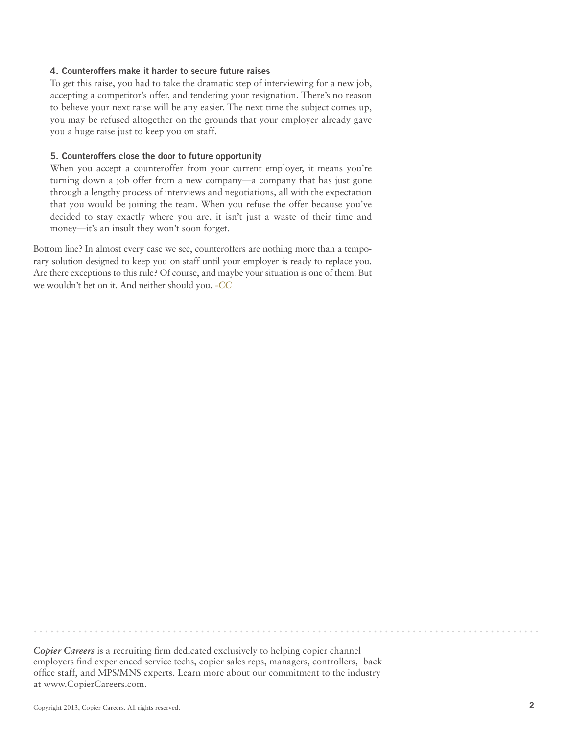#### 4. Counteroffers make it harder to secure future raises

To get this raise, you had to take the dramatic step of interviewing for a new job, accepting a competitor's offer, and tendering your resignation. There's no reason to believe your next raise will be any easier. The next time the subject comes up, you may be refused altogether on the grounds that your employer already gave you a huge raise just to keep you on staff.

#### 5. Counteroffers close the door to future opportunity

When you accept a counteroffer from your current employer, it means you're turning down a job offer from a new company—a company that has just gone through a lengthy process of interviews and negotiations, all with the expectation that you would be joining the team. When you refuse the offer because you've decided to stay exactly where you are, it isn't just a waste of their time and money—it's an insult they won't soon forget.

Bottom line? In almost every case we see, counteroffers are nothing more than a temporary solution designed to keep you on staff until your employer is ready to replace you. Are there exceptions to this rule? Of course, and maybe your situation is one of them. But we wouldn't bet on it. And neither should you. *-CC*

---

***Copier Careers*** is a recruiting firm dedicated exclusively to helping copier channel employers find experienced service techs, copier sales reps, managers, controllers, back office staff, and MPS/MNS experts. Learn more about our commitment to the industry at www.CopierCareers.com.

Copyright 2013, Copier Careers. All rights reserved.